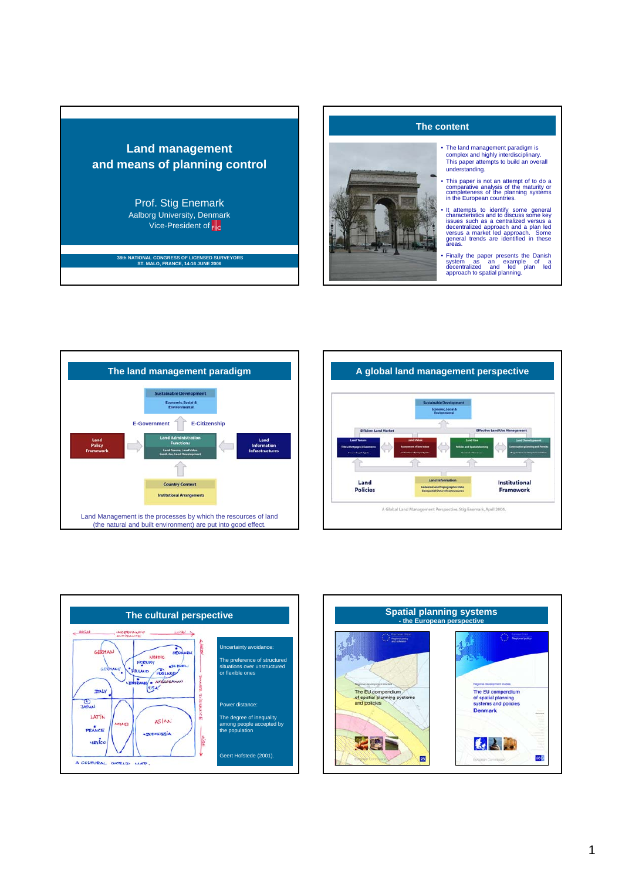# Land management and means of planning control

Prof. Stig Enemark
Aalborg University, Denmark
Vice-President of FIG

38th NATIONAL CONGRESS OF LICENSED SURVEYORS
ST. MALO, FRANCE, 14-16 JUNE 2006

## The content

- The land management paradigm is complex and highly interdisciplinary. This paper attempts to build an overall understanding.
- This paper is not an attempt of to do a comparative analysis of the maturity or completeness of the planning systems in the European countries.
- It attempts to identify some general characteristics and to discuss some key issues such as a centralized versus a decentralized approach and a plan led versus a market led approach. Some general trends are identified in these areas.
- Finally the paper presents the Danish system as an example of a decentralized and led plan led approach to spatial planning.

## The land management paradigm

Sustainable Development – Economic, Social & Environmental

E-Government | E-Citizenship

Land Policy Framework → Land Administration Functions (Land Tenure, Land Value, Land-Use, Land Development) ← Land Information Infrastructures

Country Context – Institutional Arrangements

Land Management is the processes by which the resources of land (the natural and built environment) are put into good effect.

## A global land management perspective

Sustainable Development – Economic, Social & Environmental

Efficient Land Market | Effective Land Use Management

Land Tenure | Land Value | Land Use | Land Development

Land Policies | Land Information (Cadastral and Topographic Data, Geospatial Data Infrastructures) | Institutional Framework

A Global Land Management Perspective, Stig Enemark, April 2004.

## The cultural perspective

Uncertainty avoidance:

The preference of structured situations over unstructured or flexible ones

Power distance:

The degree of inequality among people accepted by the population

Geert Hofstede (2001).

## Spatial planning systems - the European perspective

The EU compendium of spatial planning systems and policies

The EU compendium of spatial planning systems and policies Denmark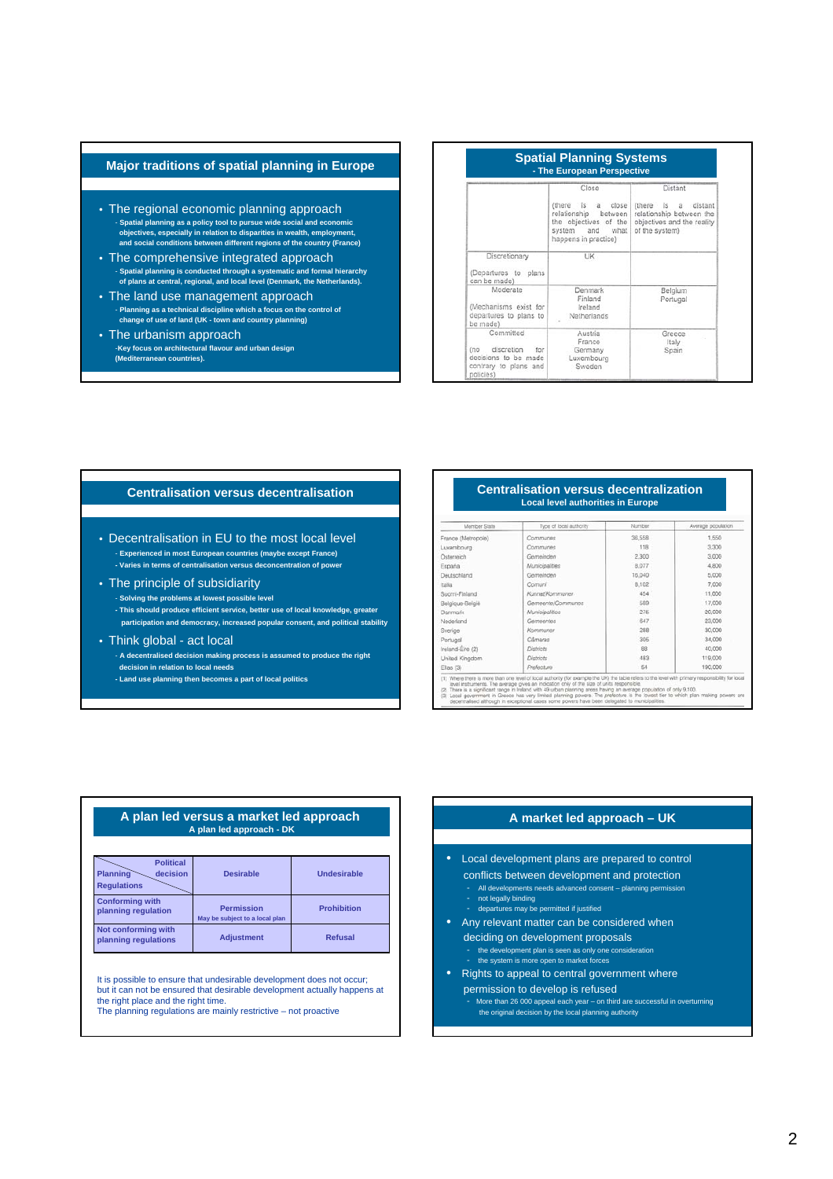## Major traditions of spatial planning in Europe

- The regional economic planning approach
  - Spatial planning as a policy tool to pursue wide social and economic objectives, especially in relation to disparities in wealth, employment, and social conditions between different regions of the country (France)
- The comprehensive integrated approach
  - Spatial planning is conducted through a systematic and formal hierarchy of plans at central, regional, and local level (Denmark, the Netherlands).
- The land use management approach
  - Planning as a technical discipline which a focus on the control of change of use of land (UK - town and country planning)
- The urbanism approach
  - Key focus on architectural flavour and urban design (Mediterranean countries).

## Spatial Planning Systems
### - The European Perspective

| | Close (there is a close relationship between the objectives of the system and what happens in practice) | Distant (there is a distant relationship between the objectives and the reality of the system) |
|---|---|---|
| Discretionary (Departures to plans can be made) | UK | |
| Moderate (Mechanisms exist for departures to plans to be made) | Denmark, Finland, Ireland, Netherlands | Belgium, Portugal |
| Committed (no discretion for decisions to be made contrary to plans and policies) | Austria, France, Germany, Luxembourg, Sweden | Greece, Italy, Spain |

## Centralisation versus decentralisation

- Decentralisation in EU to the most local level
  - Experienced in most European countries (maybe except France)
  - Varies in terms of centralisation versus deconcentration of power
- The principle of subsidiarity
  - Solving the problems at lowest possible level
  - This should produce efficient service, better use of local knowledge, greater participation and democracy, increased popular consent, and political stability
- Think global - act local
  - A decentralised decision making process is assumed to produce the right decision in relation to local needs
  - Land use planning then becomes a part of local politics

## Centralisation versus decentralization
### Local level authorities in Europe

| Member State | Type of local authority | Number | Average population |
|---|---|---|---|
| France (Metropole) | *Communes* | 36,558 | 1,550 |
| Luxembourg | *Communes* | 118 | 3,300 |
| Österreich | *Gemeinden* | 2,300 | 3,000 |
| España | *Municipalities* | 8,077 | 4,800 |
| Deutschland | *Gemeinden* | 16,040 | 5,000 |
| Italia | *Comuni* | 8,102 | 7,000 |
| Suomi-Finland | *Kunnat/Kommuner* | 454 | 11,000 |
| Belgique-België | *Gemeente/Communes* | 589 | 17,000 |
| Danmark | *Municipalities* | 276 | 20,000 |
| Nederland | *Gemeentes* | 647 | 23,000 |
| Sverige | *Kommuner* | 288 | 30,000 |
| Portugal | *Câmaras* | 305 | 34,000 |
| Ireland-Éire (2) | *Districts* | 88 | 40,000 |
| United Kingdom | *Districts* | 483 | 119,000 |
| Ellas (3) | *Prefecture* | 54 | 190,000 |

(1) Where there is more than one level of local authority (for example the UK) the table refers to the level with primary responsibility for local level instruments. The average gives an indication only of the size of units responsible.
(2) There is a significant range in Ireland with 49 urban planning areas having an average population of only 9,100.
(3) Local government in Greece has very limited planning powers. The *prefecture* is the lowest tier to which plan making powers are decentralised although in exceptional cases some powers have been delegated to municipalities.

## A plan led versus a market led approach
### A plan led approach - DK

| Planning Regulations \ Political decision | Desirable | Undesirable |
|---|---|---|
| Conforming with planning regulation | Permission (May be subject to a local plan) | Prohibition |
| Not conforming with planning regulations | Adjustment | Refusal |

It is possible to ensure that undesirable development does not occur; but it can not be ensured that desirable development actually happens at the right place and the right time.
The planning regulations are mainly restrictive – not proactive

## A market led approach – UK

- Local development plans are prepared to control conflicts between development and protection
  - All developments needs advanced consent – planning permission
  - not legally binding
  - departures may be permitted if justified
- Any relevant matter can be considered when deciding on development proposals
  - the development plan is seen as only one consideration
  - the system is more open to market forces
- Rights to appeal to central government where permission to develop is refused
  - More than 26 000 appeal each year – on third are successful in overturning the original decision by the local planning authority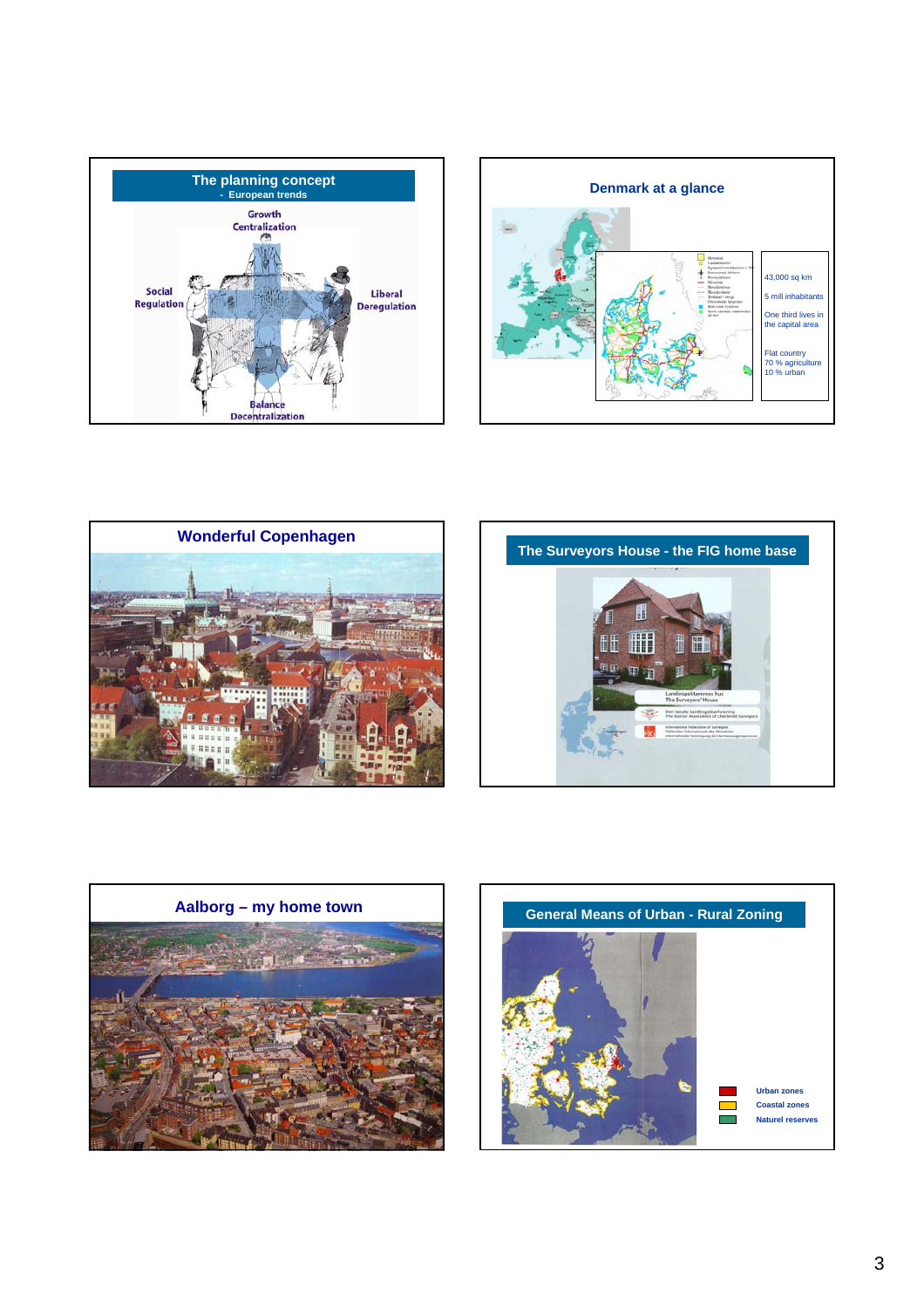## The planning concept

- European trends

Growth
Centralization

Social
Regulation

Liberal
Deregulation

Balance
Decentralization

## Denmark at a glance

43,000 sq km

5 mill inhabitants

One third lives in the capital area

Flat country
70 % agriculture
10 % urban

## Wonderful Copenhagen

## The Surveyors House - the FIG home base

Landinspektørernes hus
The Surveyors' House

Den danske Landinspektørforening
The Danish Association of Chartered Surveyors

International Federation of Surveyors

## Aalborg – my home town

## General Means of Urban - Rural Zoning

Urban zones

Coastal zones

Naturel reserves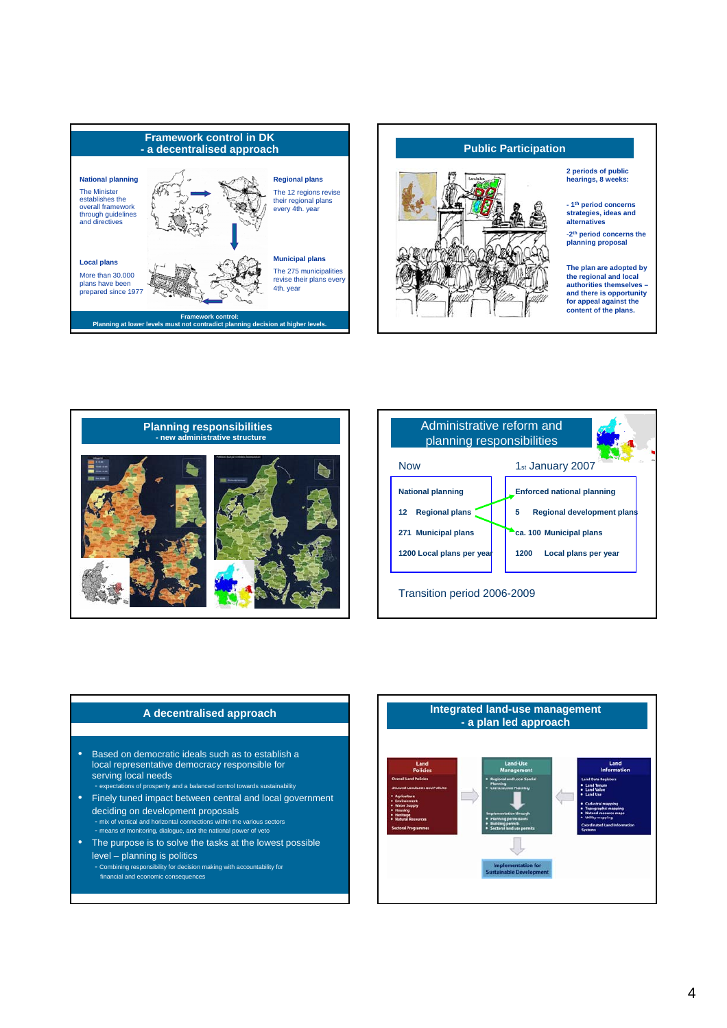## Framework control in DK
## - a decentralised approach

**National planning**

The Minister establishes the overall framework through guidelines and directives

**Regional plans**

The 12 regions revise their regional plans every 4th. year

**Local plans**

More than 30.000 plans have been prepared since 1977

**Municipal plans**

The 275 municipalities revise their plans every 4th. year

**Framework control:**
**Planning at lower levels must not contradict planning decision at higher levels.**

## Public Participation

**2 periods of public hearings, 8 weeks:**

**- 1th period concerns strategies, ideas and alternatives**

**-2th period concerns the planning proposal**

**The plan are adopted by the regional and local authorities themselves – and there is opportunity for appeal against the content of the plans.**

## Planning responsibilities
### - new administrative structure

## Administrative reform and planning responsibilities

| Now | 1st January 2007 |
|---|---|
| National planning | Enforced national planning |
| 12 Regional plans | 5 Regional development plans |
| 271 Municipal plans | ca. 100 Municipal plans |
| 1200 Local plans per year | 1200 Local plans per year |

Transition period 2006-2009

## A decentralised approach

- Based on democratic ideals such as to establish a local representative democracy responsible for serving local needs
  - expectations of prosperity and a balanced control towards sustainability
- Finely tuned impact between central and local government deciding on development proposals
  - mix of vertical and horizontal connections within the various sectors
  - means of monitoring, dialogue, and the national power of veto
- The purpose is to solve the tasks at the lowest possible level – planning is politics
  - Combining responsibility for decision making with accountability for financial and economic consequences

## Integrated land-use management
## - a plan led approach

**Land Policies**

Overall Land Policies

Sectoral Land/Land-use Policies

- Agriculture
- Environment
- Water Supply
- Housing
- Heritage
- Natural Resources

Sectoral Programmes

**Land-Use Management**

- Regional and Local Spatial Planning
- Construction Planning

Implementation through

- Planning permissions
- Building permits
- Sectoral land use permits

**Land Information**

Land Data Registers

- Land Tenure
- Land Value
- Land Use

- Cadastral mapping
- Topographic mapping
- Natural resource maps
- Utility mapping

Coordinated Land Information Systems

**Implementation for Sustainable Development**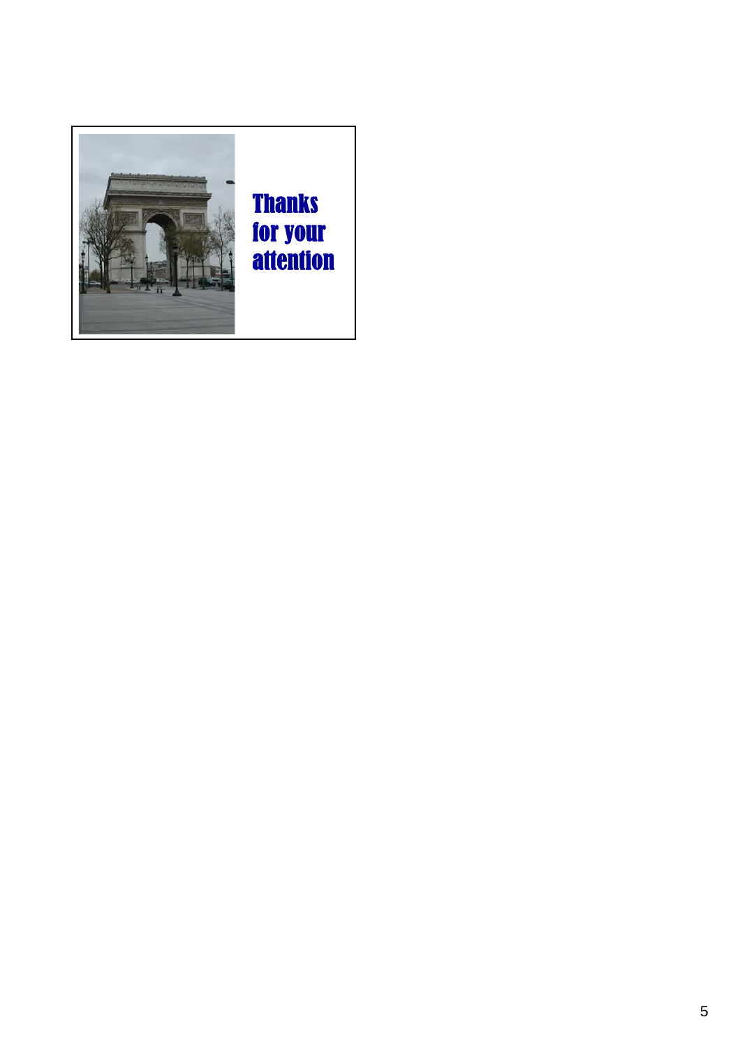Thanks for your attention